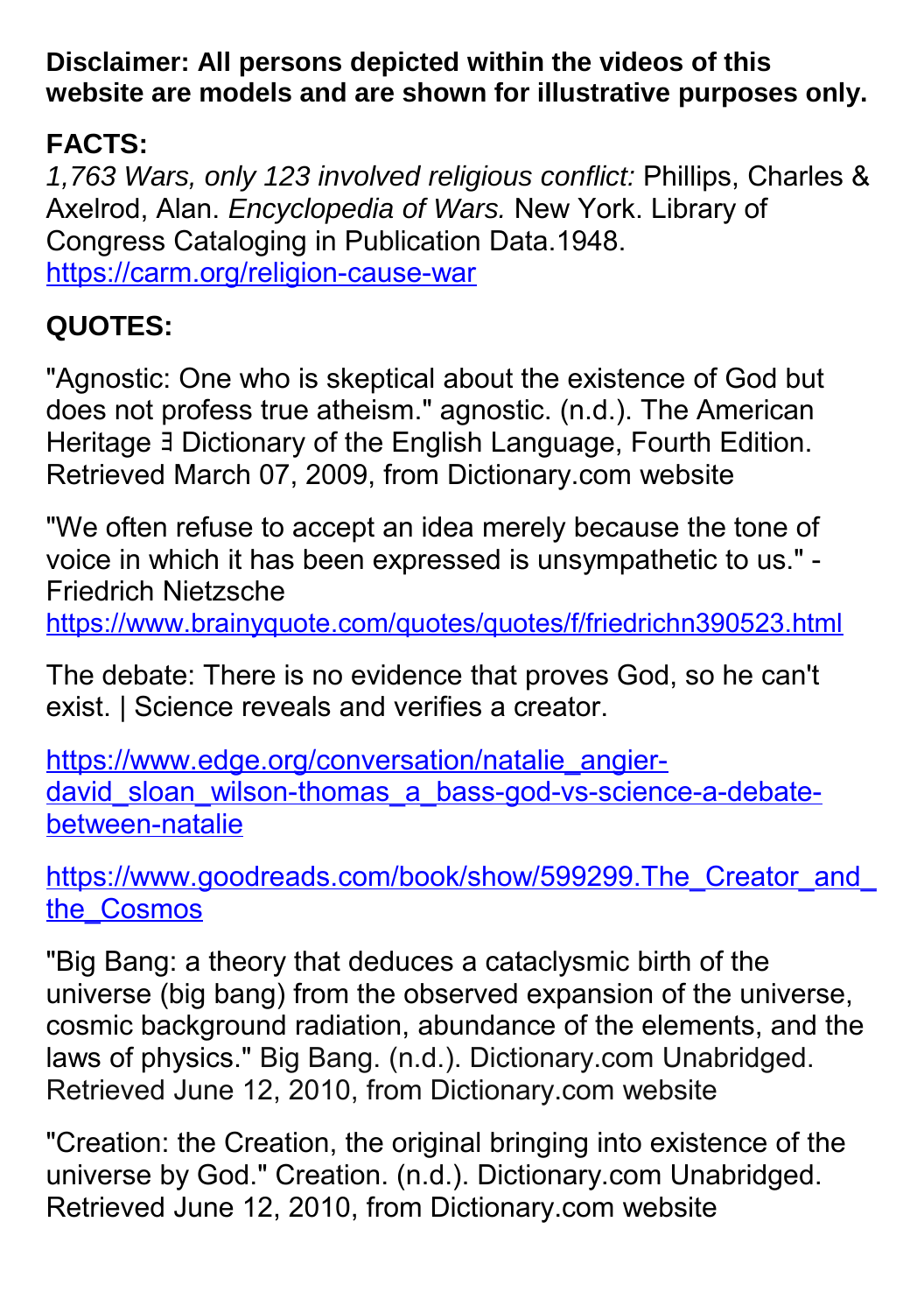**Disclaimer: All persons depicted within the videos of this website are models and are shown for illustrative purposes only.**

**FACTS:**

*1,763 Wars, only 123 involved religious conflict:* Phillips, Charles & Axelrod, Alan. *Encyclopedia of Wars.* New York. Library of Congress Cataloging in Publication Data.1948. https://carm.org/religion-cause-war

**QUOTES:**

"Agnostic: One who is skeptical about the existence of God but does not profess true atheism." agnostic. (n.d.). The American Heritage ∃ Dictionary of the English Language, Fourth Edition. Retrieved March 07, 2009, from Dictionary.com website

"We often refuse to accept an idea merely because the tone of voice in which it has been expressed is unsympathetic to us." - Friedrich Nietzsche https://www.brainyquote.com/quotes/quotes/f/friedrichn390523.html

The debate: There is no evidence that proves God, so he can't exist. | Science reveals and verifies a creator.

https://www.edge.org/conversation/natalie_angier-david_sloan_wilson-thomas_a_bass-god-vs-science-a-debate-between-natalie

https://www.goodreads.com/book/show/599299.The_Creator_and_the_Cosmos

"Big Bang: a theory that deduces a cataclysmic birth of the universe (big bang) from the observed expansion of the universe, cosmic background radiation, abundance of the elements, and the laws of physics." Big Bang. (n.d.). Dictionary.com Unabridged. Retrieved June 12, 2010, from Dictionary.com website

"Creation: the Creation, the original bringing into existence of the universe by God." Creation. (n.d.). Dictionary.com Unabridged. Retrieved June 12, 2010, from Dictionary.com website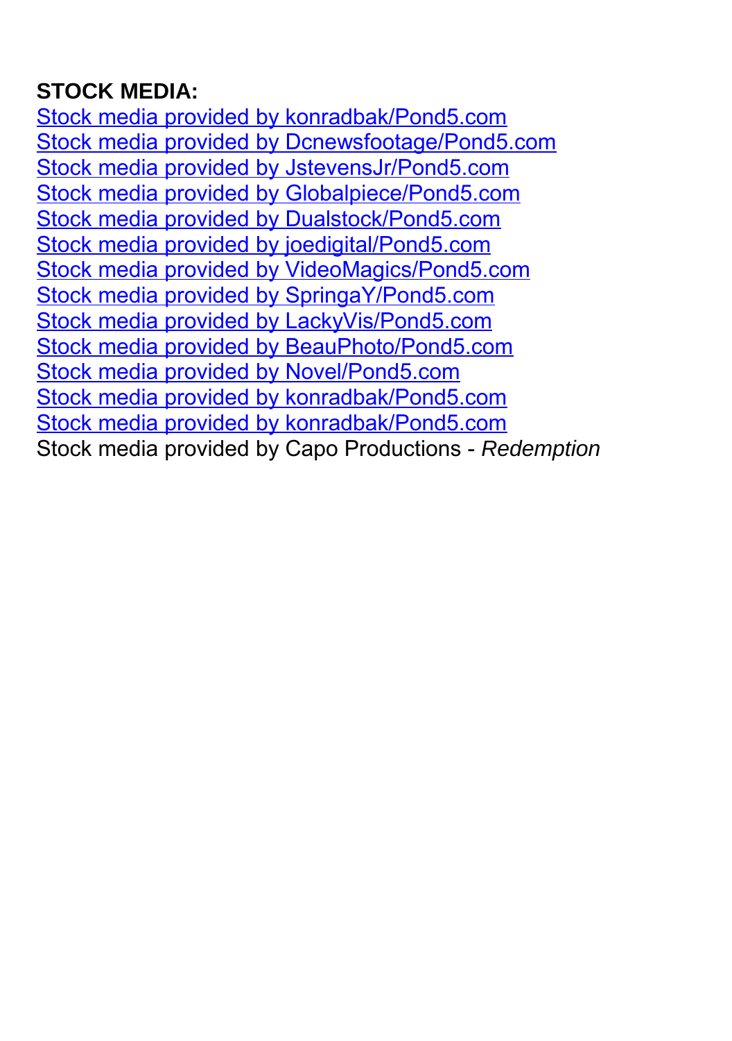**STOCK MEDIA:**

Stock media provided by konradbak/Pond5.com
Stock media provided by Dcnewsfootage/Pond5.com
Stock media provided by JstevensJr/Pond5.com
Stock media provided by Globalpiece/Pond5.com
Stock media provided by Dualstock/Pond5.com
Stock media provided by joedigital/Pond5.com
Stock media provided by VideoMagics/Pond5.com
Stock media provided by SpringaY/Pond5.com
Stock media provided by LackyVis/Pond5.com
Stock media provided by BeauPhoto/Pond5.com
Stock media provided by Novel/Pond5.com
Stock media provided by konradbak/Pond5.com
Stock media provided by konradbak/Pond5.com
Stock media provided by Capo Productions - *Redemption*